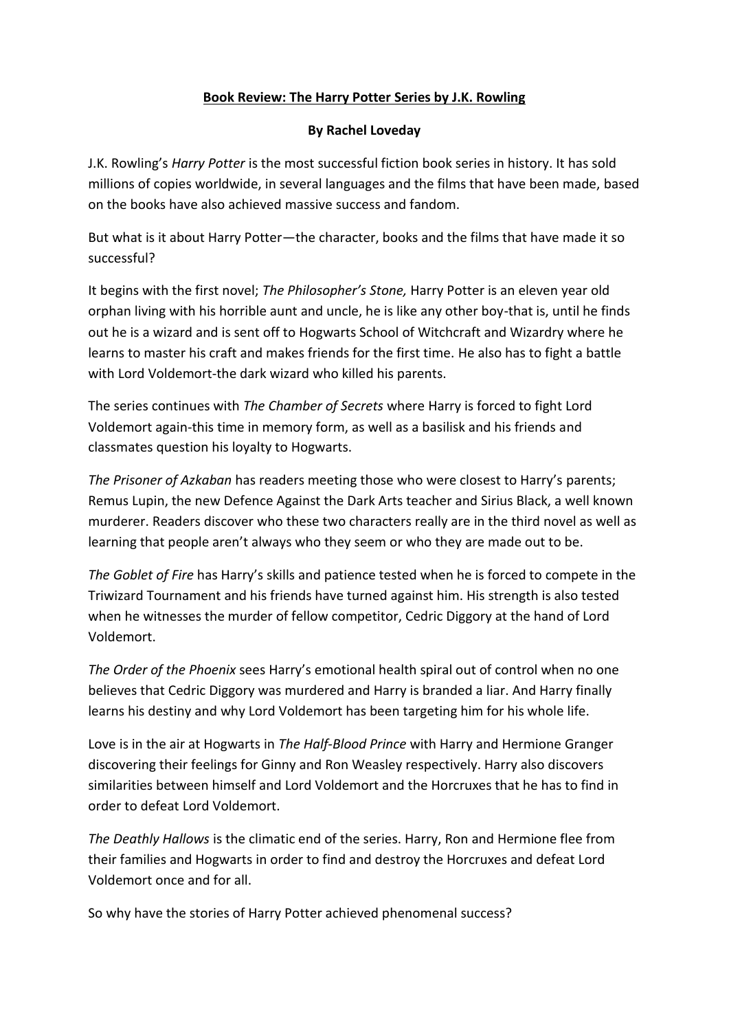**Book Review: The Harry Potter Series by J.K. Rowling**

**By Rachel Loveday**

J.K. Rowling's *Harry Potter* is the most successful fiction book series in history. It has sold millions of copies worldwide, in several languages and the films that have been made, based on the books have also achieved massive success and fandom.

But what is it about Harry Potter—the character, books and the films that have made it so successful?

It begins with the first novel; *The Philosopher's Stone,* Harry Potter is an eleven year old orphan living with his horrible aunt and uncle, he is like any other boy-that is, until he finds out he is a wizard and is sent off to Hogwarts School of Witchcraft and Wizardry where he learns to master his craft and makes friends for the first time. He also has to fight a battle with Lord Voldemort-the dark wizard who killed his parents.

The series continues with *The Chamber of Secrets* where Harry is forced to fight Lord Voldemort again-this time in memory form, as well as a basilisk and his friends and classmates question his loyalty to Hogwarts.

*The Prisoner of Azkaban* has readers meeting those who were closest to Harry's parents; Remus Lupin, the new Defence Against the Dark Arts teacher and Sirius Black, a well known murderer. Readers discover who these two characters really are in the third novel as well as learning that people aren't always who they seem or who they are made out to be.

*The Goblet of Fire* has Harry's skills and patience tested when he is forced to compete in the Triwizard Tournament and his friends have turned against him. His strength is also tested when he witnesses the murder of fellow competitor, Cedric Diggory at the hand of Lord Voldemort.

*The Order of the Phoenix* sees Harry's emotional health spiral out of control when no one believes that Cedric Diggory was murdered and Harry is branded a liar. And Harry finally learns his destiny and why Lord Voldemort has been targeting him for his whole life.

Love is in the air at Hogwarts in *The Half-Blood Prince* with Harry and Hermione Granger discovering their feelings for Ginny and Ron Weasley respectively. Harry also discovers similarities between himself and Lord Voldemort and the Horcruxes that he has to find in order to defeat Lord Voldemort.

*The Deathly Hallows* is the climatic end of the series. Harry, Ron and Hermione flee from their families and Hogwarts in order to find and destroy the Horcruxes and defeat Lord Voldemort once and for all.

So why have the stories of Harry Potter achieved phenomenal success?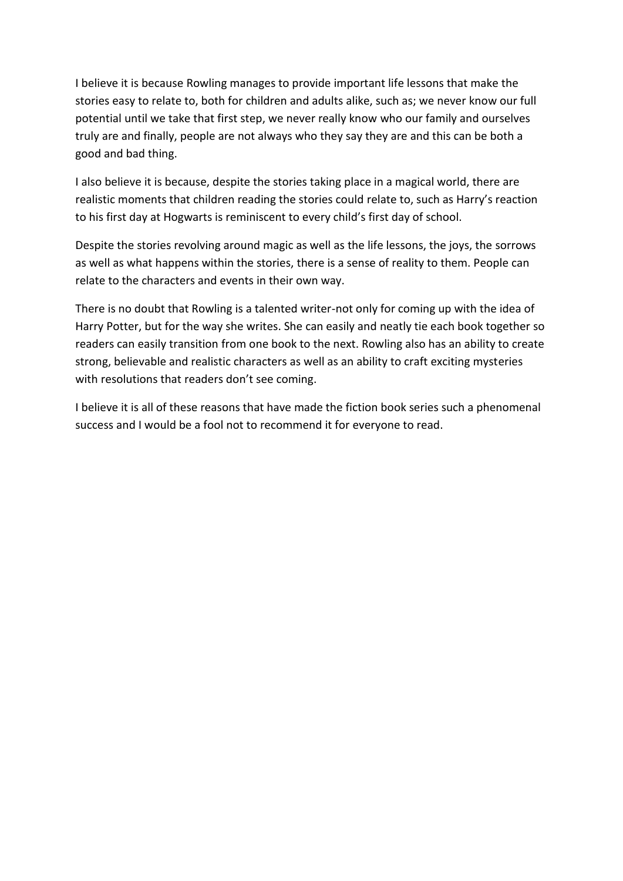I believe it is because Rowling manages to provide important life lessons that make the stories easy to relate to, both for children and adults alike, such as; we never know our full potential until we take that first step, we never really know who our family and ourselves truly are and finally, people are not always who they say they are and this can be both a good and bad thing.

I also believe it is because, despite the stories taking place in a magical world, there are realistic moments that children reading the stories could relate to, such as Harry's reaction to his first day at Hogwarts is reminiscent to every child's first day of school.

Despite the stories revolving around magic as well as the life lessons, the joys, the sorrows as well as what happens within the stories, there is a sense of reality to them. People can relate to the characters and events in their own way.

There is no doubt that Rowling is a talented writer-not only for coming up with the idea of Harry Potter, but for the way she writes. She can easily and neatly tie each book together so readers can easily transition from one book to the next. Rowling also has an ability to create strong, believable and realistic characters as well as an ability to craft exciting mysteries with resolutions that readers don't see coming.

I believe it is all of these reasons that have made the fiction book series such a phenomenal success and I would be a fool not to recommend it for everyone to read.